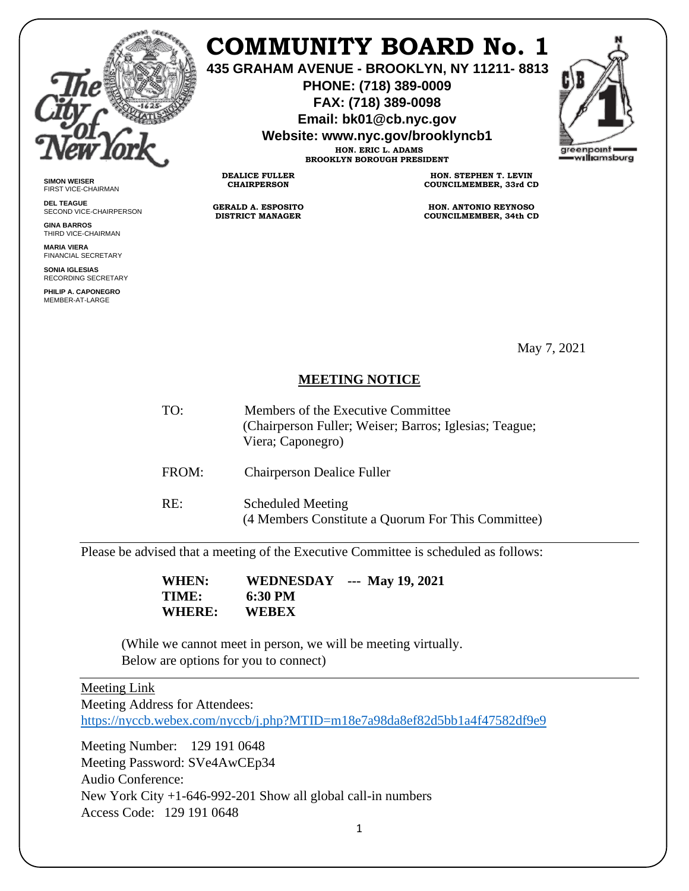# COMMUNITY BOARD No. 1

**435 GRAHAM AVENUE - BROOKLYN, NY 11211- 8813**
**PHONE: (718) 389-0009**
**FAX: (718) 389-0098**
**Email: bk01@cb.nyc.gov**
**Website: www.nyc.gov/brooklyncb1**

**HON. ERIC L. ADAMS**
**BROOKLYN BOROUGH PRESIDENT**

**DEALICE FULLER**
**CHAIRPERSON**

**GERALD A. ESPOSITO**
**DISTRICT MANAGER**

**HON. STEPHEN T. LEVIN**
**COUNCILMEMBER, 33rd CD**

**HON. ANTONIO REYNOSO**
**COUNCILMEMBER, 34th CD**

**SIMON WEISER**
FIRST VICE-CHAIRMAN

**DEL TEAGUE**
SECOND VICE-CHAIRPERSON

**GINA BARROS**
THIRD VICE-CHAIRMAN

**MARIA VIERA**
FINANCIAL SECRETARY

**SONIA IGLESIAS**
RECORDING SECRETARY

**PHILIP A. CAPONEGRO**
MEMBER-AT-LARGE

May 7, 2021

## MEETING NOTICE

TO: Members of the Executive Committee (Chairperson Fuller; Weiser; Barros; Iglesias; Teague; Viera; Caponegro)

FROM: Chairperson Dealice Fuller

RE: Scheduled Meeting (4 Members Constitute a Quorum For This Committee)

---

Please be advised that a meeting of the Executive Committee is scheduled as follows:

**WHEN:** **WEDNESDAY --- May 19, 2021**
**TIME:** **6:30 PM**
**WHERE:** **WEBEX**

(While we cannot meet in person, we will be meeting virtually. Below are options for you to connect)

---

Meeting Link
Meeting Address for Attendees:
https://nyccb.webex.com/nyccb/j.php?MTID=m18e7a98da8ef82d5bb1a4f47582df9e9

Meeting Number: 129 191 0648
Meeting Password: SVe4AwCEp34
Audio Conference:
New York City +1-646-992-201 Show all global call-in numbers
Access Code: 129 191 0648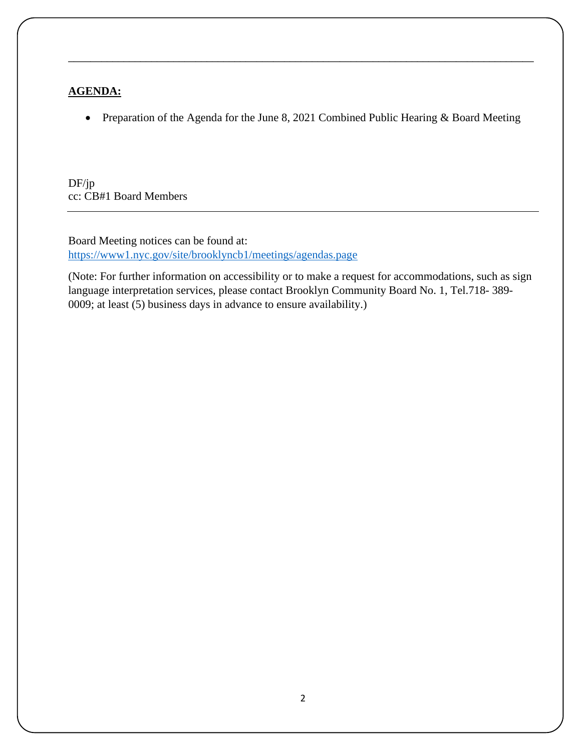---

**AGENDA:**

- Preparation of the Agenda for the June 8, 2021 Combined Public Hearing & Board Meeting

DF/jp
cc: CB#1 Board Members

---

Board Meeting notices can be found at:
https://www1.nyc.gov/site/brooklyncb1/meetings/agendas.page

(Note: For further information on accessibility or to make a request for accommodations, such as sign language interpretation services, please contact Brooklyn Community Board No. 1, Tel.718- 389-0009; at least (5) business days in advance to ensure availability.)